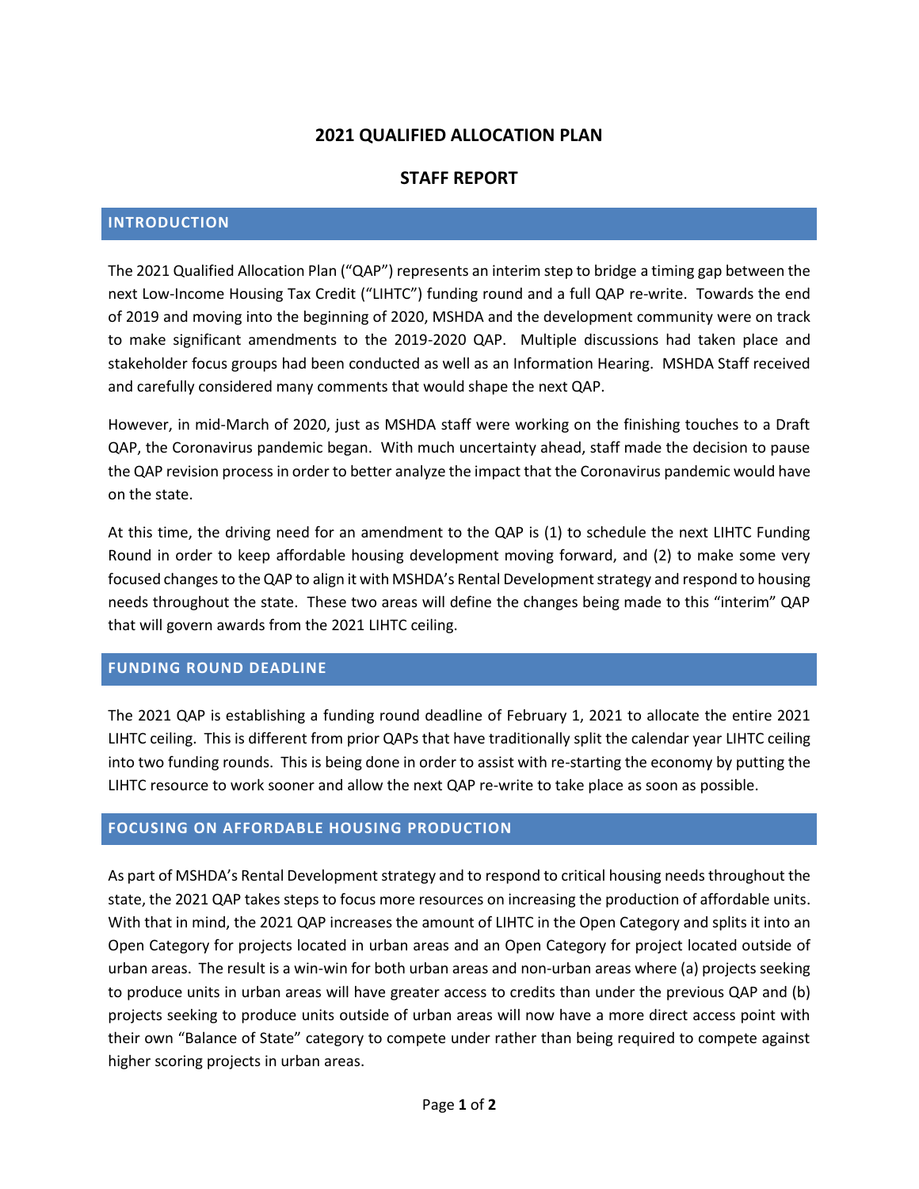# 2021 QUALIFIED ALLOCATION PLAN

## STAFF REPORT

### INTRODUCTION

The 2021 Qualified Allocation Plan ("QAP") represents an interim step to bridge a timing gap between the next Low-Income Housing Tax Credit ("LIHTC") funding round and a full QAP re-write. Towards the end of 2019 and moving into the beginning of 2020, MSHDA and the development community were on track to make significant amendments to the 2019-2020 QAP. Multiple discussions had taken place and stakeholder focus groups had been conducted as well as an Information Hearing. MSHDA Staff received and carefully considered many comments that would shape the next QAP.

However, in mid-March of 2020, just as MSHDA staff were working on the finishing touches to a Draft QAP, the Coronavirus pandemic began. With much uncertainty ahead, staff made the decision to pause the QAP revision process in order to better analyze the impact that the Coronavirus pandemic would have on the state.

At this time, the driving need for an amendment to the QAP is (1) to schedule the next LIHTC Funding Round in order to keep affordable housing development moving forward, and (2) to make some very focused changes to the QAP to align it with MSHDA's Rental Development strategy and respond to housing needs throughout the state. These two areas will define the changes being made to this "interim" QAP that will govern awards from the 2021 LIHTC ceiling.

### FUNDING ROUND DEADLINE

The 2021 QAP is establishing a funding round deadline of February 1, 2021 to allocate the entire 2021 LIHTC ceiling. This is different from prior QAPs that have traditionally split the calendar year LIHTC ceiling into two funding rounds. This is being done in order to assist with re-starting the economy by putting the LIHTC resource to work sooner and allow the next QAP re-write to take place as soon as possible.

### FOCUSING ON AFFORDABLE HOUSING PRODUCTION

As part of MSHDA's Rental Development strategy and to respond to critical housing needs throughout the state, the 2021 QAP takes steps to focus more resources on increasing the production of affordable units. With that in mind, the 2021 QAP increases the amount of LIHTC in the Open Category and splits it into an Open Category for projects located in urban areas and an Open Category for project located outside of urban areas. The result is a win-win for both urban areas and non-urban areas where (a) projects seeking to produce units in urban areas will have greater access to credits than under the previous QAP and (b) projects seeking to produce units outside of urban areas will now have a more direct access point with their own "Balance of State" category to compete under rather than being required to compete against higher scoring projects in urban areas.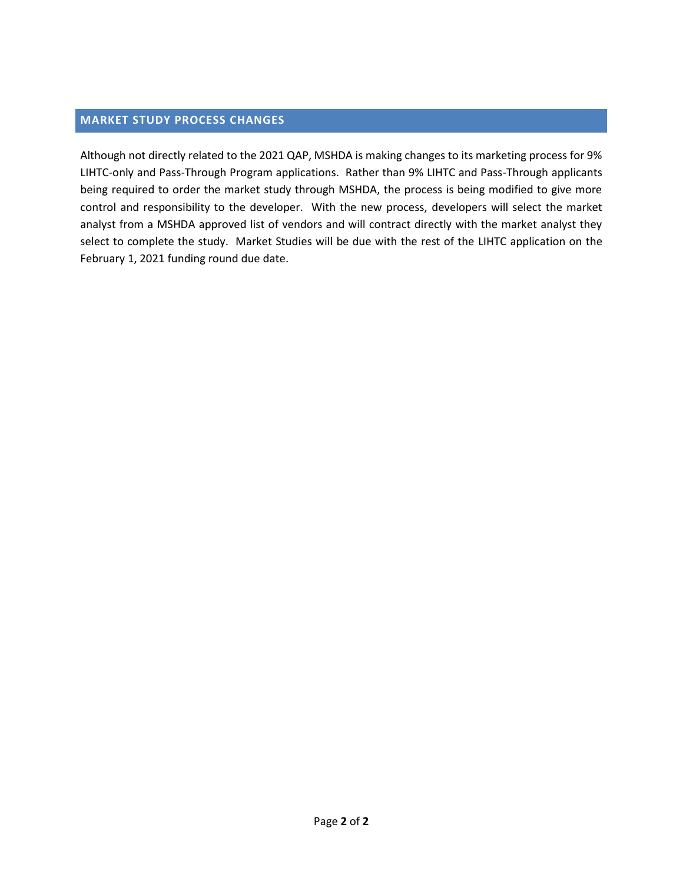## MARKET STUDY PROCESS CHANGES

Although not directly related to the 2021 QAP, MSHDA is making changes to its marketing process for 9% LIHTC-only and Pass-Through Program applications. Rather than 9% LIHTC and Pass-Through applicants being required to order the market study through MSHDA, the process is being modified to give more control and responsibility to the developer. With the new process, developers will select the market analyst from a MSHDA approved list of vendors and will contract directly with the market analyst they select to complete the study. Market Studies will be due with the rest of the LIHTC application on the February 1, 2021 funding round due date.